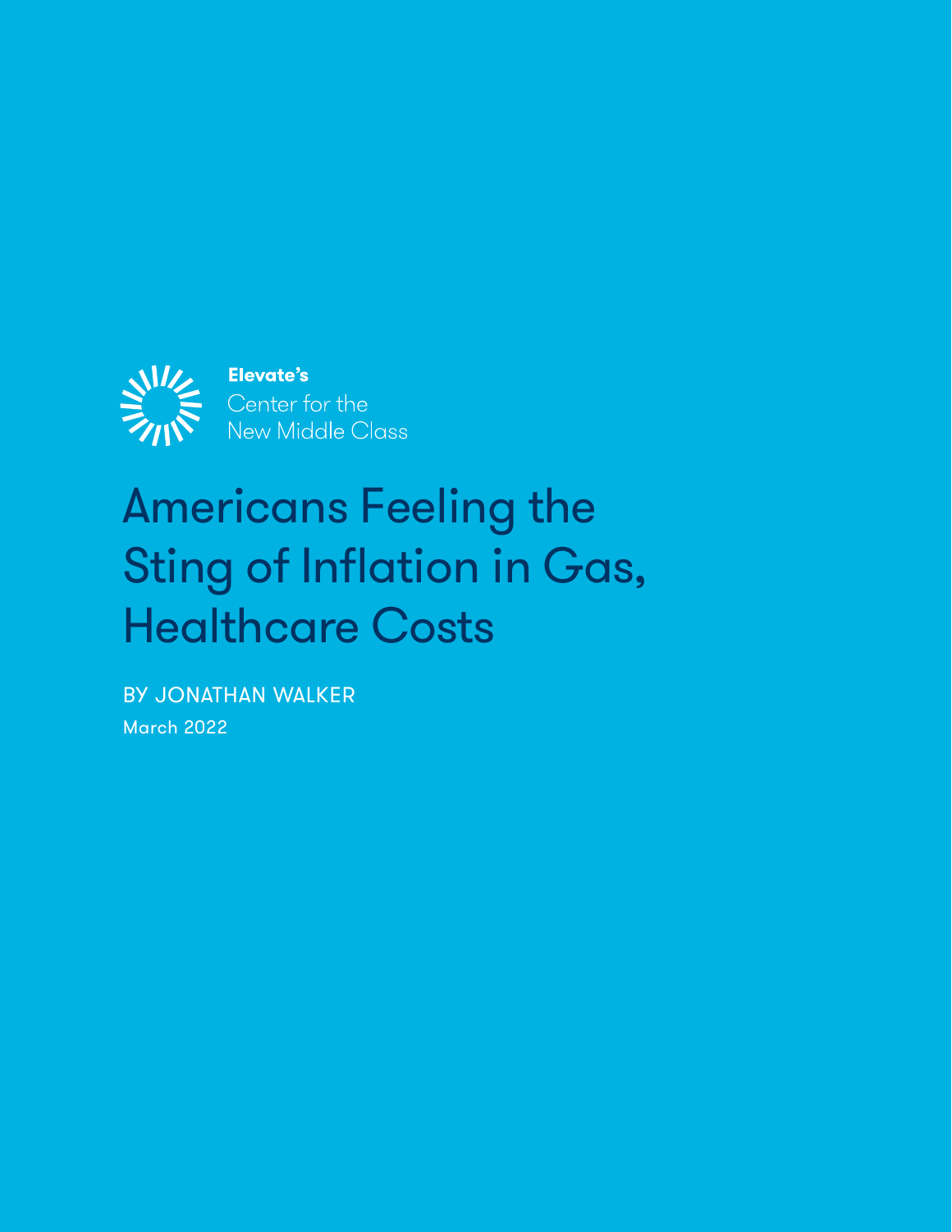**Elevate's**
Center for the
New Middle Class

# Americans Feeling the Sting of Inflation in Gas, Healthcare Costs

BY JONATHAN WALKER

March 2022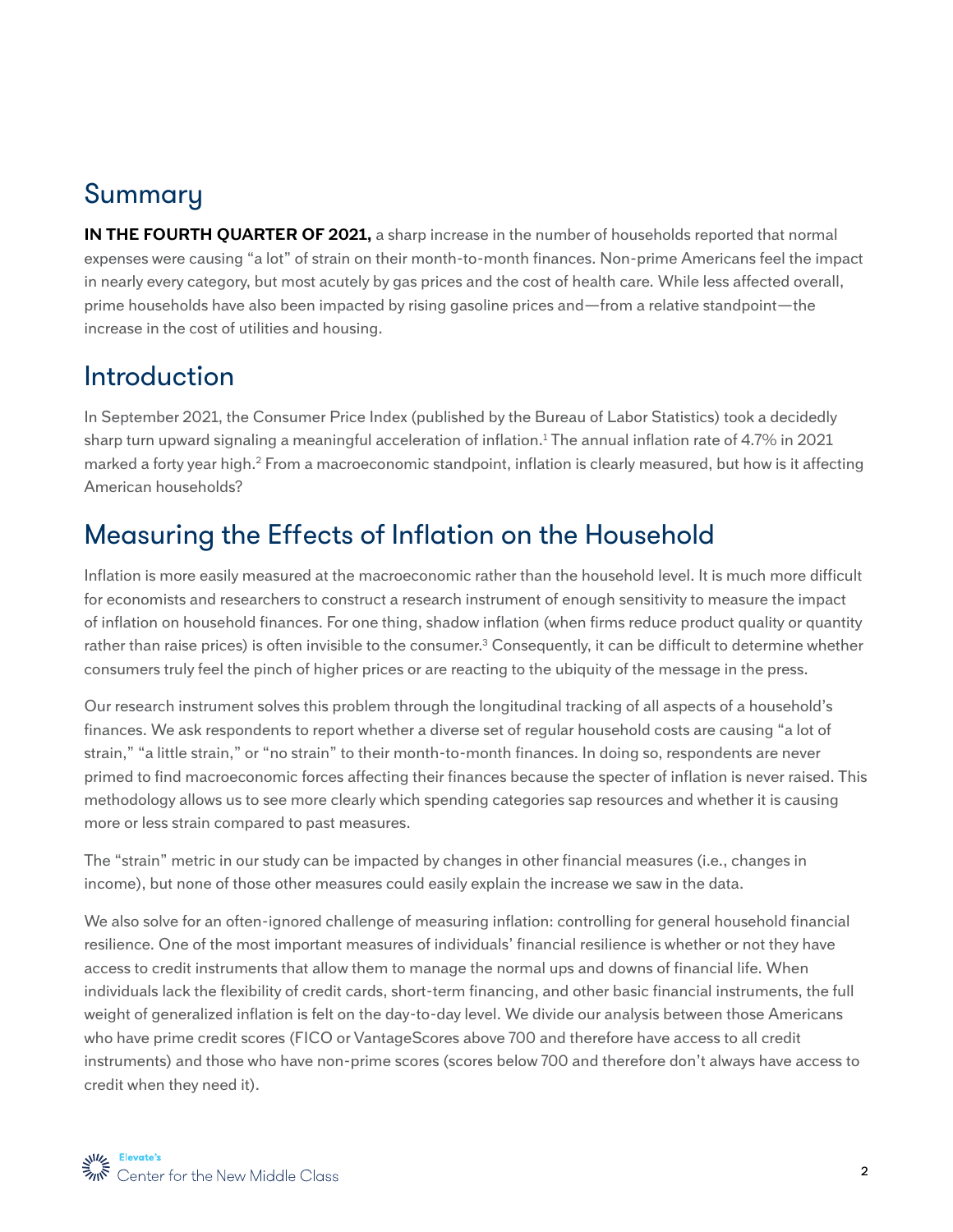## Summary

**IN THE FOURTH QUARTER OF 2021,** a sharp increase in the number of households reported that normal expenses were causing "a lot" of strain on their month-to-month finances. Non-prime Americans feel the impact in nearly every category, but most acutely by gas prices and the cost of health care. While less affected overall, prime households have also been impacted by rising gasoline prices and—from a relative standpoint—the increase in the cost of utilities and housing.

## Introduction

In September 2021, the Consumer Price Index (published by the Bureau of Labor Statistics) took a decidedly sharp turn upward signaling a meaningful acceleration of inflation.[1] The annual inflation rate of 4.7% in 2021 marked a forty year high.[2] From a macroeconomic standpoint, inflation is clearly measured, but how is it affecting American households?

## Measuring the Effects of Inflation on the Household

Inflation is more easily measured at the macroeconomic rather than the household level. It is much more difficult for economists and researchers to construct a research instrument of enough sensitivity to measure the impact of inflation on household finances. For one thing, shadow inflation (when firms reduce product quality or quantity rather than raise prices) is often invisible to the consumer.[3] Consequently, it can be difficult to determine whether consumers truly feel the pinch of higher prices or are reacting to the ubiquity of the message in the press.

Our research instrument solves this problem through the longitudinal tracking of all aspects of a household's finances. We ask respondents to report whether a diverse set of regular household costs are causing "a lot of strain," "a little strain," or "no strain" to their month-to-month finances. In doing so, respondents are never primed to find macroeconomic forces affecting their finances because the specter of inflation is never raised. This methodology allows us to see more clearly which spending categories sap resources and whether it is causing more or less strain compared to past measures.

The "strain" metric in our study can be impacted by changes in other financial measures (i.e., changes in income), but none of those other measures could easily explain the increase we saw in the data.

We also solve for an often-ignored challenge of measuring inflation: controlling for general household financial resilience. One of the most important measures of individuals' financial resilience is whether or not they have access to credit instruments that allow them to manage the normal ups and downs of financial life. When individuals lack the flexibility of credit cards, short-term financing, and other basic financial instruments, the full weight of generalized inflation is felt on the day-to-day level. We divide our analysis between those Americans who have prime credit scores (FICO or VantageScores above 700 and therefore have access to all credit instruments) and those who have non-prime scores (scores below 700 and therefore don't always have access to credit when they need it).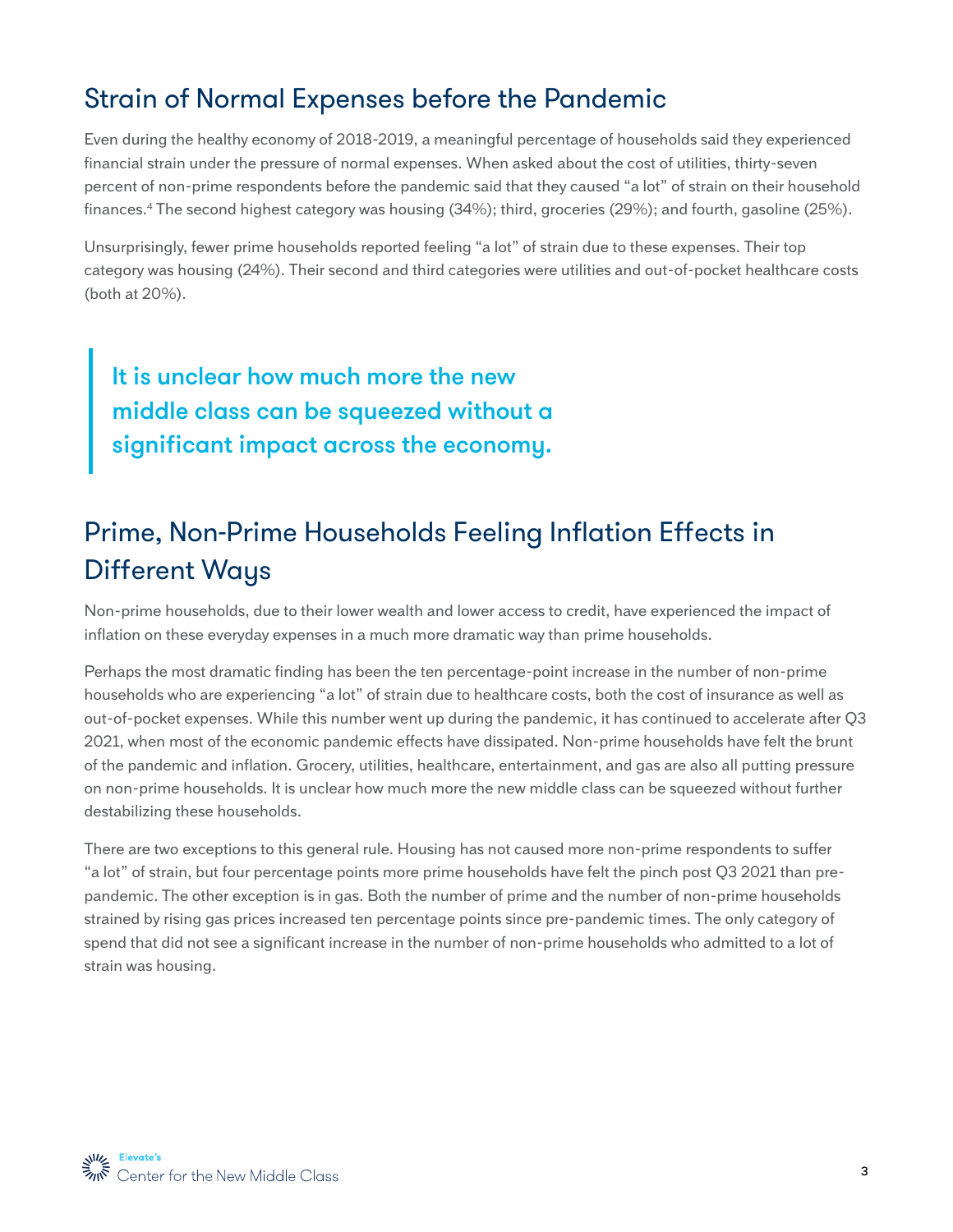## Strain of Normal Expenses before the Pandemic

Even during the healthy economy of 2018-2019, a meaningful percentage of households said they experienced financial strain under the pressure of normal expenses. When asked about the cost of utilities, thirty-seven percent of non-prime respondents before the pandemic said that they caused "a lot" of strain on their household finances.[4] The second highest category was housing (34%); third, groceries (29%); and fourth, gasoline (25%).

Unsurprisingly, fewer prime households reported feeling "a lot" of strain due to these expenses. Their top category was housing (24%). Their second and third categories were utilities and out-of-pocket healthcare costs (both at 20%).

> **It is unclear how much more the new middle class can be squeezed without a significant impact across the economy.**

## Prime, Non-Prime Households Feeling Inflation Effects in Different Ways

Non-prime households, due to their lower wealth and lower access to credit, have experienced the impact of inflation on these everyday expenses in a much more dramatic way than prime households.

Perhaps the most dramatic finding has been the ten percentage-point increase in the number of non-prime households who are experiencing "a lot" of strain due to healthcare costs, both the cost of insurance as well as out-of-pocket expenses. While this number went up during the pandemic, it has continued to accelerate after Q3 2021, when most of the economic pandemic effects have dissipated. Non-prime households have felt the brunt of the pandemic and inflation. Grocery, utilities, healthcare, entertainment, and gas are also all putting pressure on non-prime households. It is unclear how much more the new middle class can be squeezed without further destabilizing these households.

There are two exceptions to this general rule. Housing has not caused more non-prime respondents to suffer "a lot" of strain, but four percentage points more prime households have felt the pinch post Q3 2021 than pre-pandemic. The other exception is in gas. Both the number of prime and the number of non-prime households strained by rising gas prices increased ten percentage points since pre-pandemic times. The only category of spend that did not see a significant increase in the number of non-prime households who admitted to a lot of strain was housing.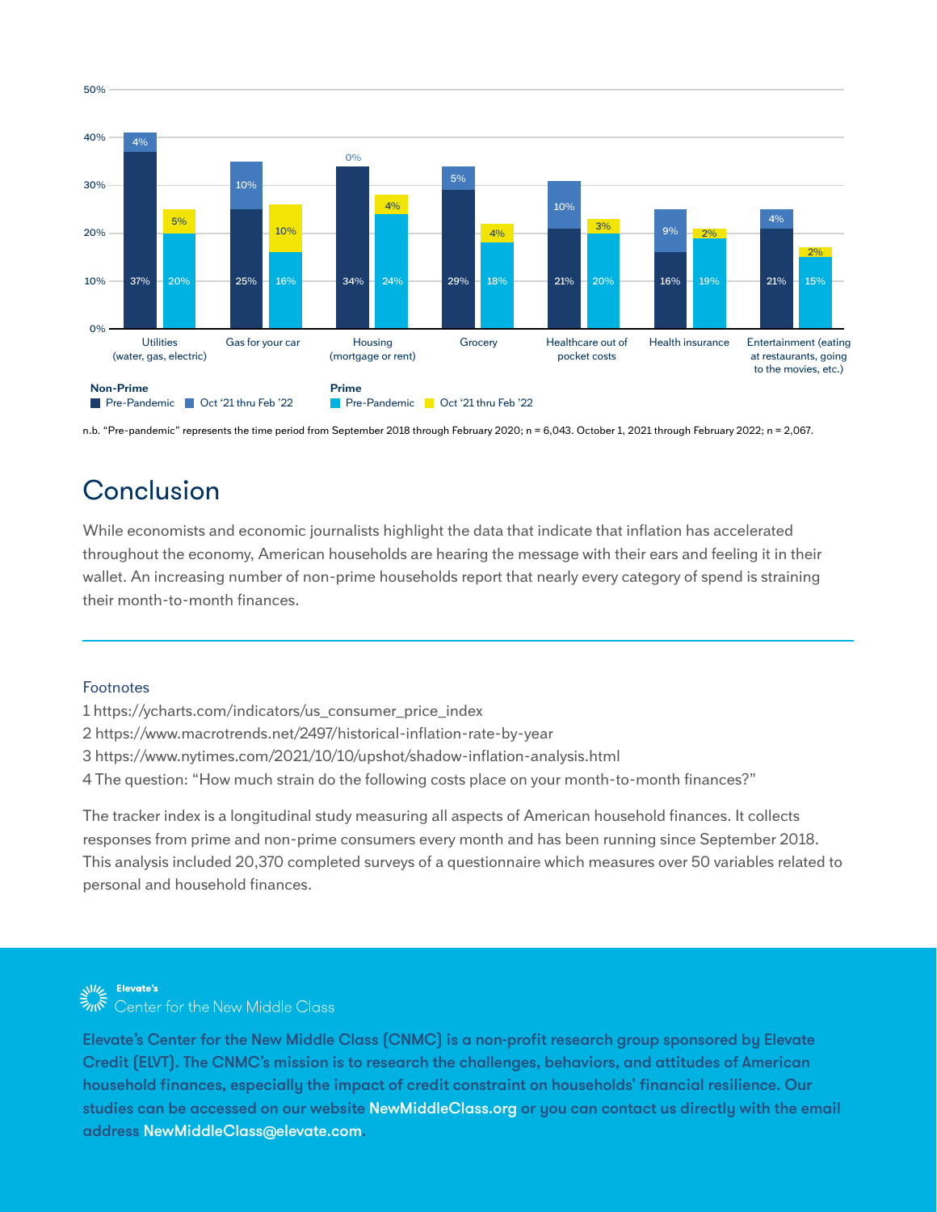50%
40%
30%
20%
10%
0%

Utilities (water, gas, electric): 37%, 4%, 20%, 5%

Gas for your car: 25%, 10%, 16%, 10%

Housing (mortgage or rent): 34%, 0%, 24%, 4%

Grocery: 29%, 5%, 18%, 4%

Healthcare out of pocket costs: 21%, 10%, 20%, 3%

Health insurance: 16%, 9%, 19%, 2%

Entertainment (eating at restaurants, going to the movies, etc.): 21%, 4%, 15%, 2%

**Non-Prime** Pre-Pandemic, Oct '21 thru Feb '22

**Prime** Pre-Pandemic, Oct '21 thru Feb '22

n.b. "Pre-pandemic" represents the time period from September 2018 through February 2020; n = 6,043. October 1, 2021 through February 2022; n = 2,067.

# Conclusion

While economists and economic journalists highlight the data that indicate that inflation has accelerated throughout the economy, American households are hearing the message with their ears and feeling it in their wallet. An increasing number of non-prime households report that nearly every category of spend is straining their month-to-month finances.

---

### Footnotes

1 https://ycharts.com/indicators/us_consumer_price_index

2 https://www.macrotrends.net/2497/historical-inflation-rate-by-year

3 https://www.nytimes.com/2021/10/10/upshot/shadow-inflation-analysis.html

4 The question: "How much strain do the following costs place on your month-to-month finances?"

The tracker index is a longitudinal study measuring all aspects of American household finances. It collects responses from prime and non-prime consumers every month and has been running since September 2018. This analysis included 20,370 completed surveys of a questionnaire which measures over 50 variables related to personal and household finances.

Elevate's Center for the New Middle Class

Elevate's Center for the New Middle Class (CNMC) is a non-profit research group sponsored by Elevate Credit (ELVT). The CNMC's mission is to research the challenges, behaviors, and attitudes of American household finances, especially the impact of credit constraint on households' financial resilience. Our studies can be accessed on our website NewMiddleClass.org or you can contact us directly with the email address NewMiddleClass@elevate.com.